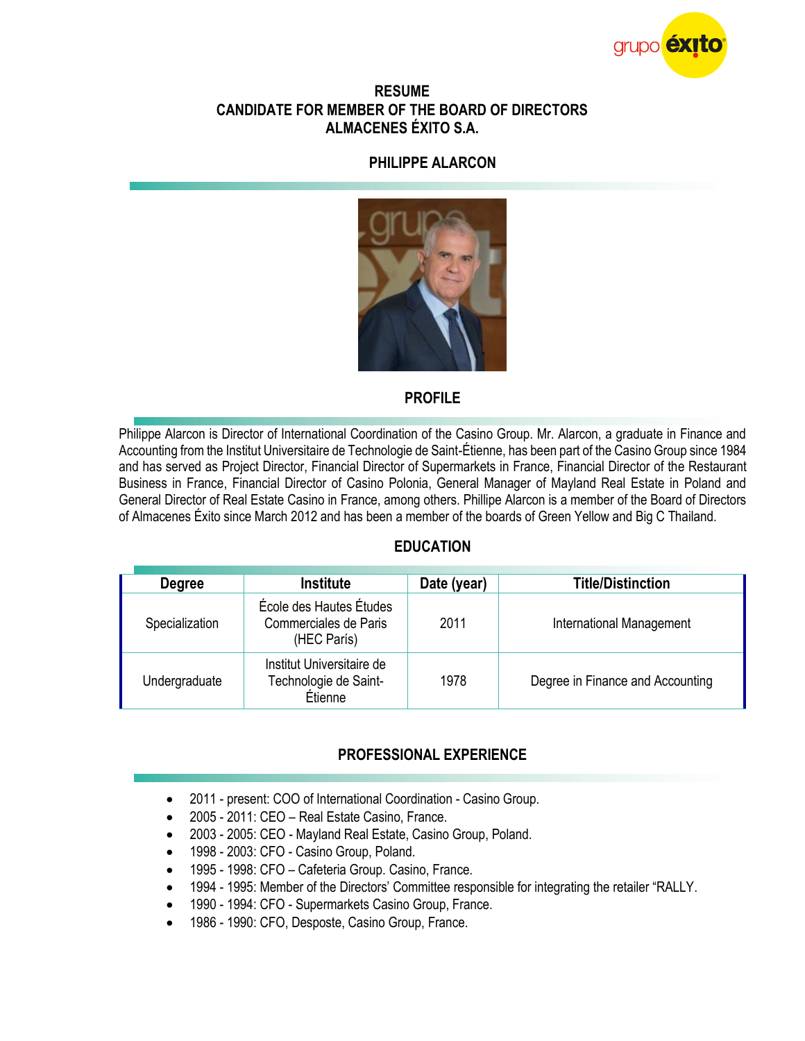# RESUME
## CANDIDATE FOR MEMBER OF THE BOARD OF DIRECTORS
## ALMACENES ÉXITO S.A.

## PHILIPPE ALARCON

## PROFILE

Philippe Alarcon is Director of International Coordination of the Casino Group. Mr. Alarcon, a graduate in Finance and Accounting from the Institut Universitaire de Technologie de Saint-Étienne, has been part of the Casino Group since 1984 and has served as Project Director, Financial Director of Supermarkets in France, Financial Director of the Restaurant Business in France, Financial Director of Casino Polonia, General Manager of Mayland Real Estate in Poland and General Director of Real Estate Casino in France, among others. Phillipe Alarcon is a member of the Board of Directors of Almacenes Éxito since March 2012 and has been a member of the boards of Green Yellow and Big C Thailand.

## EDUCATION

| Degree | Institute | Date (year) | Title/Distinction |
| --- | --- | --- | --- |
| Specialization | École des Hautes Études Commerciales de Paris (HEC París) | 2011 | International Management |
| Undergraduate | Institut Universitaire de Technologie de Saint-Étienne | 1978 | Degree in Finance and Accounting |

## PROFESSIONAL EXPERIENCE

- 2011 - present: COO of International Coordination - Casino Group.
- 2005 - 2011: CEO – Real Estate Casino, France.
- 2003 - 2005: CEO - Mayland Real Estate, Casino Group, Poland.
- 1998 - 2003: CFO - Casino Group, Poland.
- 1995 - 1998: CFO – Cafeteria Group. Casino, France.
- 1994 - 1995: Member of the Directors' Committee responsible for integrating the retailer "RALLY.
- 1990 - 1994: CFO - Supermarkets Casino Group, France.
- 1986 - 1990: CFO, Desposte, Casino Group, France.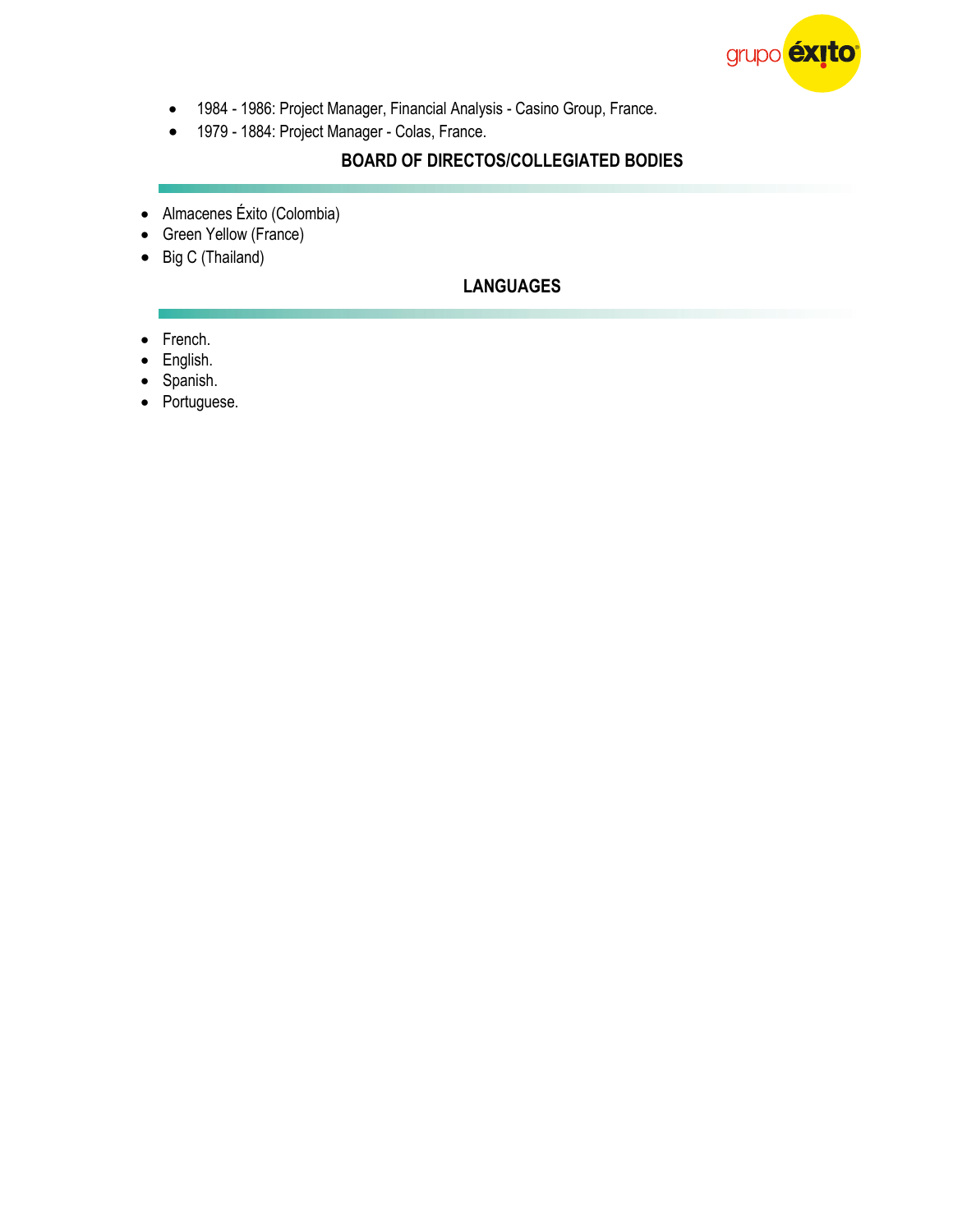- 1984 - 1986: Project Manager, Financial Analysis - Casino Group, France.
- 1979 - 1884: Project Manager - Colas, France.

## BOARD OF DIRECTOS/COLLEGIATED BODIES

- Almacenes Éxito (Colombia)
- Green Yellow (France)
- Big C (Thailand)

## LANGUAGES

- French.
- English.
- Spanish.
- Portuguese.